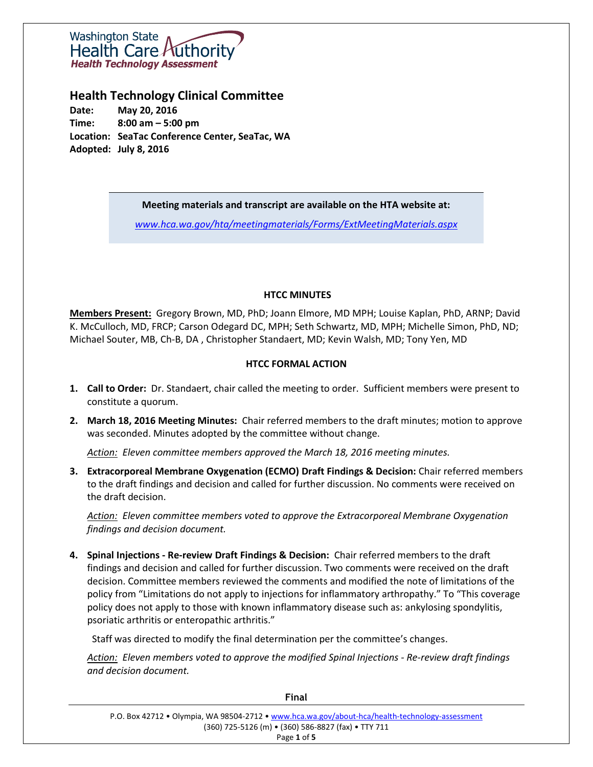Washington State Health Care Authority
Health Technology Assessment

# Health Technology Clinical Committee

**Date:** May 20, 2016
**Time:** 8:00 am – 5:00 pm
**Location:** SeaTac Conference Center, SeaTac, WA
**Adopted:** July 8, 2016

> **Meeting materials and transcript are available on the HTA website at:**
>
> www.hca.wa.gov/hta/meetingmaterials/Forms/ExtMeetingMaterials.aspx

## HTCC MINUTES

**Members Present:** Gregory Brown, MD, PhD; Joann Elmore, MD MPH; Louise Kaplan, PhD, ARNP; David K. McCulloch, MD, FRCP; Carson Odegard DC, MPH; Seth Schwartz, MD, MPH; Michelle Simon, PhD, ND; Michael Souter, MB, Ch-B, DA , Christopher Standaert, MD; Kevin Walsh, MD; Tony Yen, MD

## HTCC FORMAL ACTION

1. **Call to Order:** Dr. Standaert, chair called the meeting to order. Sufficient members were present to constitute a quorum.

2. **March 18, 2016 Meeting Minutes:** Chair referred members to the draft minutes; motion to approve was seconded. Minutes adopted by the committee without change.

   *Action: Eleven committee members approved the March 18, 2016 meeting minutes.*

3. **Extracorporeal Membrane Oxygenation (ECMO) Draft Findings & Decision:** Chair referred members to the draft findings and decision and called for further discussion. No comments were received on the draft decision.

   *Action: Eleven committee members voted to approve the Extracorporeal Membrane Oxygenation findings and decision document.*

4. **Spinal Injections - Re-review Draft Findings & Decision:** Chair referred members to the draft findings and decision and called for further discussion. Two comments were received on the draft decision. Committee members reviewed the comments and modified the note of limitations of the policy from "Limitations do not apply to injections for inflammatory arthropathy." To "This coverage policy does not apply to those with known inflammatory disease such as: ankylosing spondylitis, psoriatic arthritis or enteropathic arthritis."

   Staff was directed to modify the final determination per the committee's changes.

   *Action: Eleven members voted to approve the modified Spinal Injections - Re-review draft findings and decision document.*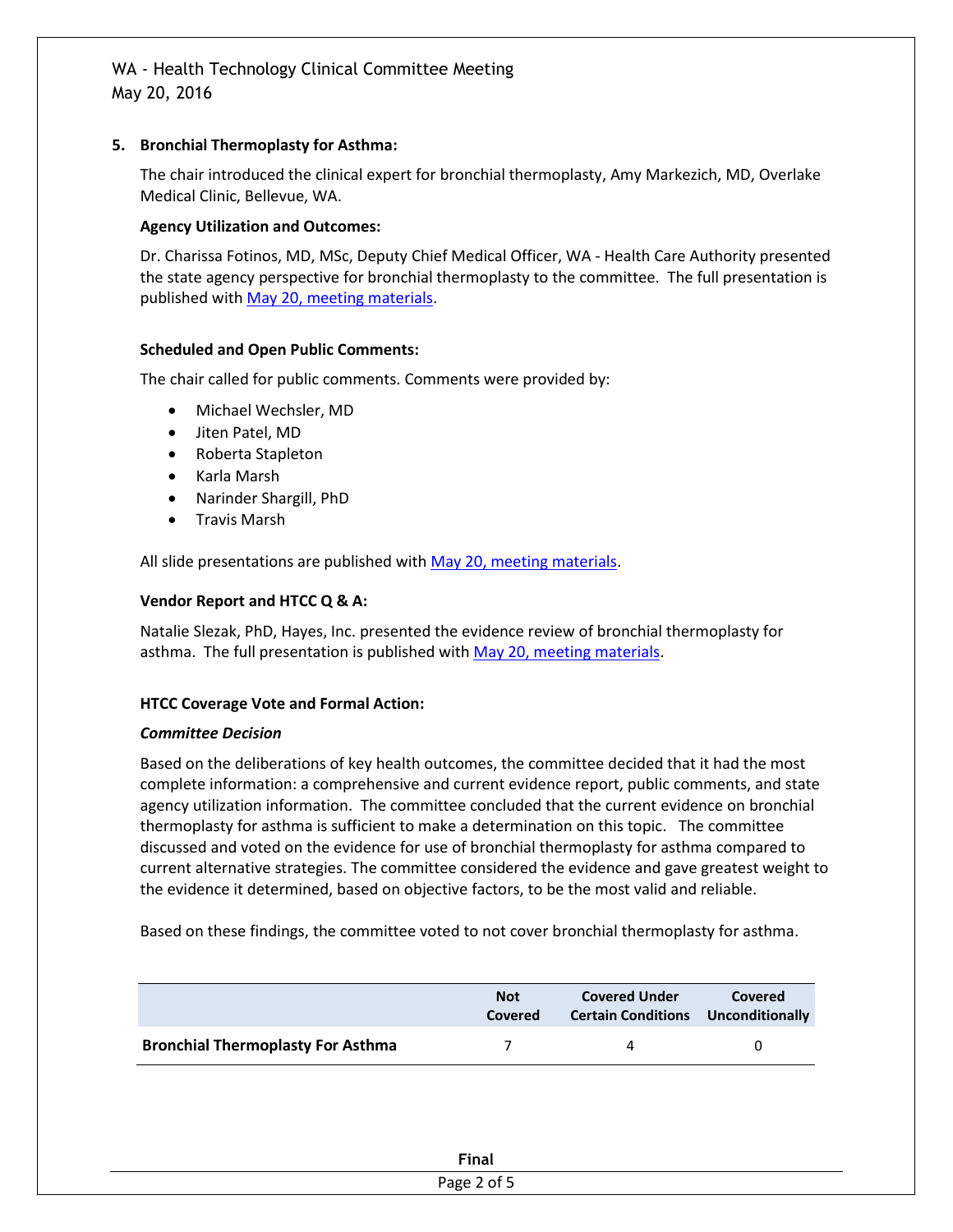### 5. Bronchial Thermoplasty for Asthma:

The chair introduced the clinical expert for bronchial thermoplasty, Amy Markezich, MD, Overlake Medical Clinic, Bellevue, WA.

**Agency Utilization and Outcomes:**

Dr. Charissa Fotinos, MD, MSc, Deputy Chief Medical Officer, WA - Health Care Authority presented the state agency perspective for bronchial thermoplasty to the committee. The full presentation is published with May 20, meeting materials.

**Scheduled and Open Public Comments:**

The chair called for public comments. Comments were provided by:

- Michael Wechsler, MD
- Jiten Patel, MD
- Roberta Stapleton
- Karla Marsh
- Narinder Shargill, PhD
- Travis Marsh

All slide presentations are published with May 20, meeting materials.

**Vendor Report and HTCC Q & A:**

Natalie Slezak, PhD, Hayes, Inc. presented the evidence review of bronchial thermoplasty for asthma. The full presentation is published with May 20, meeting materials.

**HTCC Coverage Vote and Formal Action:**

***Committee Decision***

Based on the deliberations of key health outcomes, the committee decided that it had the most complete information: a comprehensive and current evidence report, public comments, and state agency utilization information. The committee concluded that the current evidence on bronchial thermoplasty for asthma is sufficient to make a determination on this topic. The committee discussed and voted on the evidence for use of bronchial thermoplasty for asthma compared to current alternative strategies. The committee considered the evidence and gave greatest weight to the evidence it determined, based on objective factors, to be the most valid and reliable.

Based on these findings, the committee voted to not cover bronchial thermoplasty for asthma.

| | Not Covered | Covered Under Certain Conditions | Covered Unconditionally |
|---|---|---|---|
| **Bronchial Thermoplasty For Asthma** | 7 | 4 | 0 |

**Final**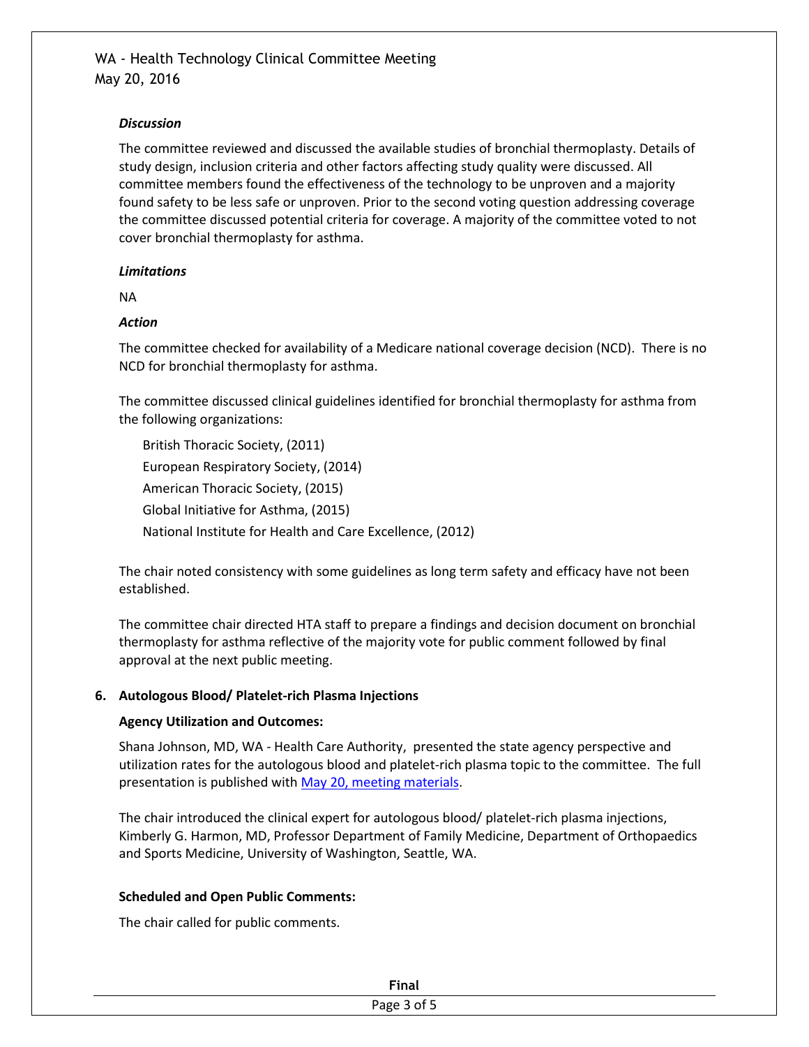***Discussion***

The committee reviewed and discussed the available studies of bronchial thermoplasty. Details of study design, inclusion criteria and other factors affecting study quality were discussed. All committee members found the effectiveness of the technology to be unproven and a majority found safety to be less safe or unproven. Prior to the second voting question addressing coverage the committee discussed potential criteria for coverage. A majority of the committee voted to not cover bronchial thermoplasty for asthma.

***Limitations***

NA

***Action***

The committee checked for availability of a Medicare national coverage decision (NCD). There is no NCD for bronchial thermoplasty for asthma.

The committee discussed clinical guidelines identified for bronchial thermoplasty for asthma from the following organizations:

- British Thoracic Society, (2011)
- European Respiratory Society, (2014)
- American Thoracic Society, (2015)
- Global Initiative for Asthma, (2015)
- National Institute for Health and Care Excellence, (2012)

The chair noted consistency with some guidelines as long term safety and efficacy have not been established.

The committee chair directed HTA staff to prepare a findings and decision document on bronchial thermoplasty for asthma reflective of the majority vote for public comment followed by final approval at the next public meeting.

### 6. Autologous Blood/ Platelet-rich Plasma Injections

**Agency Utilization and Outcomes:**

Shana Johnson, MD, WA - Health Care Authority, presented the state agency perspective and utilization rates for the autologous blood and platelet-rich plasma topic to the committee. The full presentation is published with May 20, meeting materials.

The chair introduced the clinical expert for autologous blood/ platelet-rich plasma injections, Kimberly G. Harmon, MD, Professor Department of Family Medicine, Department of Orthopaedics and Sports Medicine, University of Washington, Seattle, WA.

**Scheduled and Open Public Comments:**

The chair called for public comments.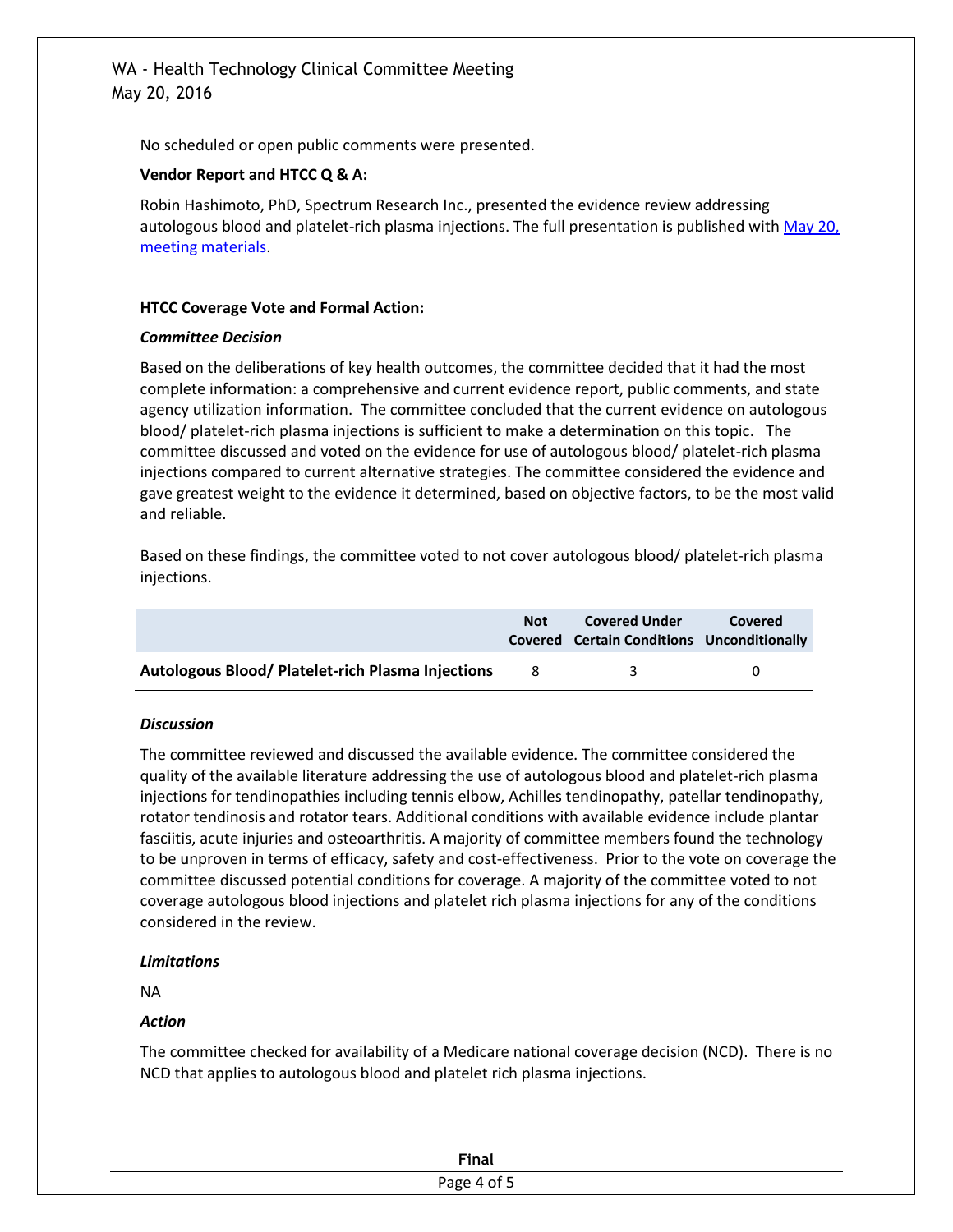No scheduled or open public comments were presented.

**Vendor Report and HTCC Q & A:**

Robin Hashimoto, PhD, Spectrum Research Inc., presented the evidence review addressing autologous blood and platelet-rich plasma injections. The full presentation is published with [May 20, meeting materials](#).

**HTCC Coverage Vote and Formal Action:**

***Committee Decision***

Based on the deliberations of key health outcomes, the committee decided that it had the most complete information: a comprehensive and current evidence report, public comments, and state agency utilization information. The committee concluded that the current evidence on autologous blood/ platelet-rich plasma injections is sufficient to make a determination on this topic. The committee discussed and voted on the evidence for use of autologous blood/ platelet-rich plasma injections compared to current alternative strategies. The committee considered the evidence and gave greatest weight to the evidence it determined, based on objective factors, to be the most valid and reliable.

Based on these findings, the committee voted to not cover autologous blood/ platelet-rich plasma injections.

| | Not Covered | Covered Under Certain Conditions | Covered Unconditionally |
|---|---|---|---|
| **Autologous Blood/ Platelet-rich Plasma Injections** | 8 | 3 | 0 |

***Discussion***

The committee reviewed and discussed the available evidence. The committee considered the quality of the available literature addressing the use of autologous blood and platelet-rich plasma injections for tendinopathies including tennis elbow, Achilles tendinopathy, patellar tendinopathy, rotator tendinosis and rotator tears. Additional conditions with available evidence include plantar fasciitis, acute injuries and osteoarthritis. A majority of committee members found the technology to be unproven in terms of efficacy, safety and cost-effectiveness. Prior to the vote on coverage the committee discussed potential conditions for coverage. A majority of the committee voted to not coverage autologous blood injections and platelet rich plasma injections for any of the conditions considered in the review.

***Limitations***

NA

***Action***

The committee checked for availability of a Medicare national coverage decision (NCD). There is no NCD that applies to autologous blood and platelet rich plasma injections.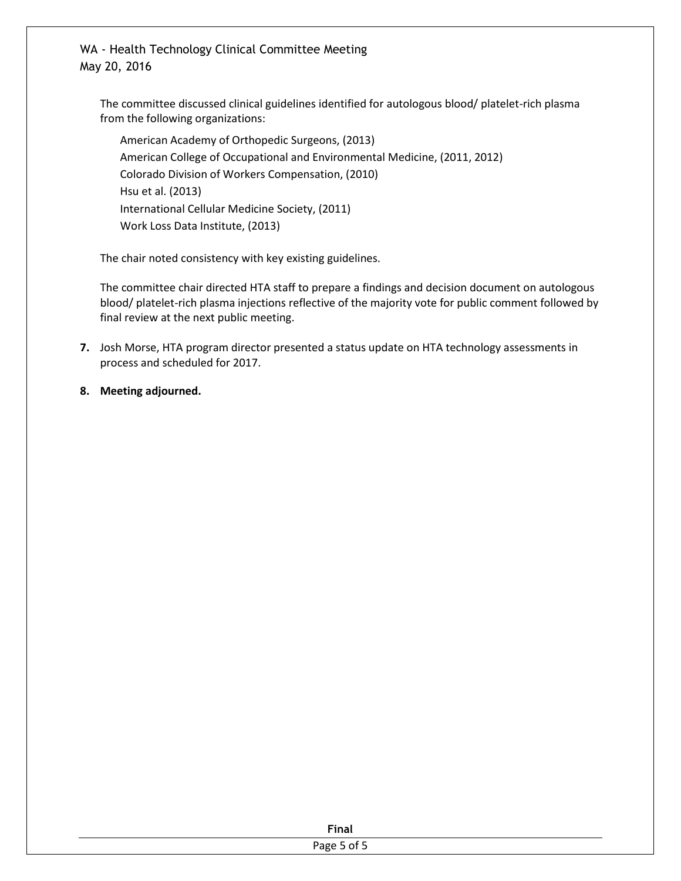The committee discussed clinical guidelines identified for autologous blood/ platelet-rich plasma from the following organizations:

American Academy of Orthopedic Surgeons, (2013)
American College of Occupational and Environmental Medicine, (2011, 2012)
Colorado Division of Workers Compensation, (2010)
Hsu et al. (2013)
International Cellular Medicine Society, (2011)
Work Loss Data Institute, (2013)

The chair noted consistency with key existing guidelines.

The committee chair directed HTA staff to prepare a findings and decision document on autologous blood/ platelet-rich plasma injections reflective of the majority vote for public comment followed by final review at the next public meeting.

**7.** Josh Morse, HTA program director presented a status update on HTA technology assessments in process and scheduled for 2017.

**8. Meeting adjourned.**